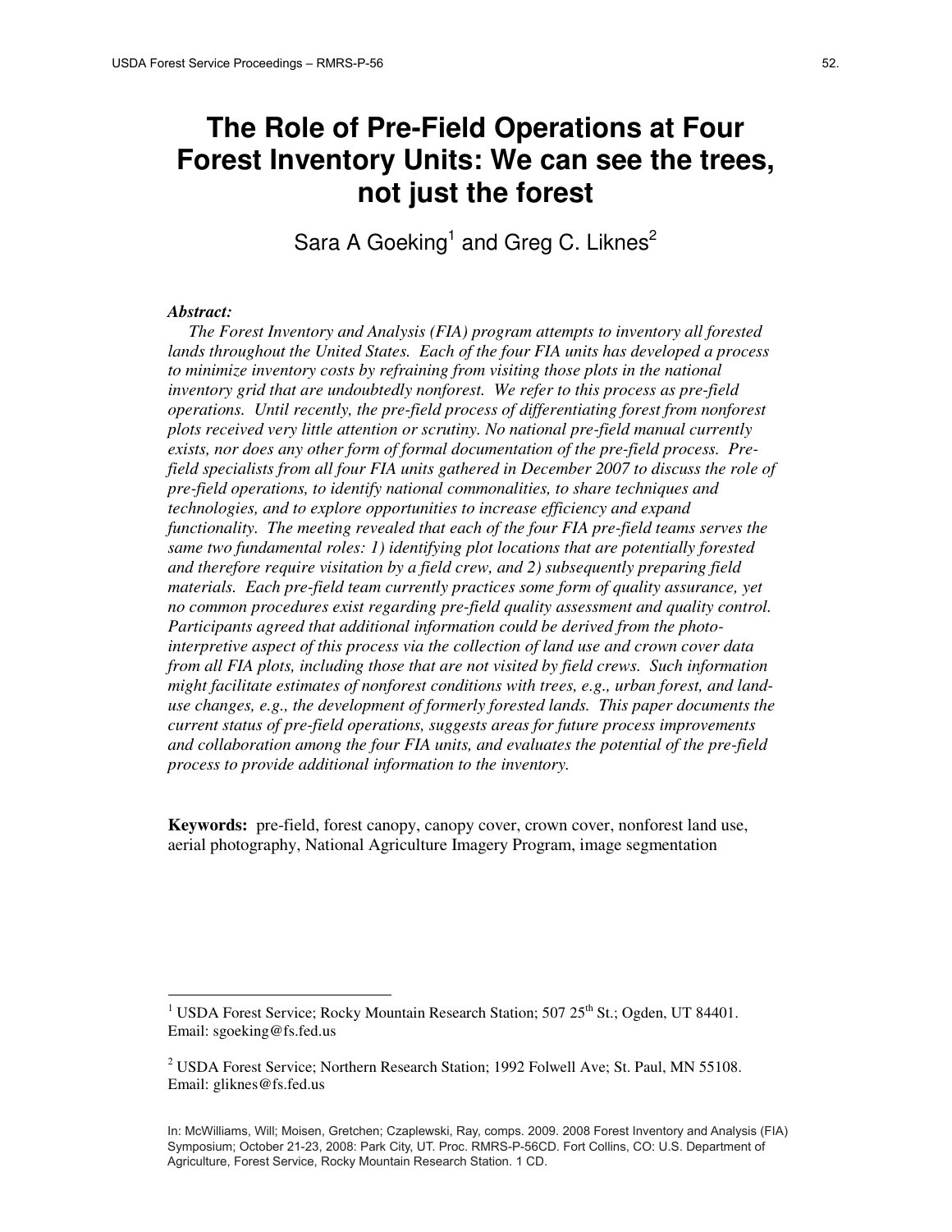# The Role of Pre-Field Operations at Four Forest Inventory Units: We can see the trees, not just the forest

Sara A Goeking[1] and Greg C. Liknes[2]

***Abstract:***

*The Forest Inventory and Analysis (FIA) program attempts to inventory all forested lands throughout the United States. Each of the four FIA units has developed a process to minimize inventory costs by refraining from visiting those plots in the national inventory grid that are undoubtedly nonforest. We refer to this process as pre-field operations. Until recently, the pre-field process of differentiating forest from nonforest plots received very little attention or scrutiny. No national pre-field manual currently exists, nor does any other form of formal documentation of the pre-field process. Pre-field specialists from all four FIA units gathered in December 2007 to discuss the role of pre-field operations, to identify national commonalities, to share techniques and technologies, and to explore opportunities to increase efficiency and expand functionality. The meeting revealed that each of the four FIA pre-field teams serves the same two fundamental roles: 1) identifying plot locations that are potentially forested and therefore require visitation by a field crew, and 2) subsequently preparing field materials. Each pre-field team currently practices some form of quality assurance, yet no common procedures exist regarding pre-field quality assessment and quality control. Participants agreed that additional information could be derived from the photo-interpretive aspect of this process via the collection of land use and crown cover data from all FIA plots, including those that are not visited by field crews. Such information might facilitate estimates of nonforest conditions with trees, e.g., urban forest, and land-use changes, e.g., the development of formerly forested lands. This paper documents the current status of pre-field operations, suggests areas for future process improvements and collaboration among the four FIA units, and evaluates the potential of the pre-field process to provide additional information to the inventory.*

**Keywords:** pre-field, forest canopy, canopy cover, crown cover, nonforest land use, aerial photography, National Agriculture Imagery Program, image segmentation

---

[1] USDA Forest Service; Rocky Mountain Research Station; 507 25th St.; Ogden, UT 84401. Email: sgoeking@fs.fed.us

[2] USDA Forest Service; Northern Research Station; 1992 Folwell Ave; St. Paul, MN 55108. Email: gliknes@fs.fed.us

In: McWilliams, Will; Moisen, Gretchen; Czaplewski, Ray, comps. 2009. 2008 Forest Inventory and Analysis (FIA) Symposium; October 21-23, 2008: Park City, UT. Proc. RMRS-P-56CD. Fort Collins, CO: U.S. Department of Agriculture, Forest Service, Rocky Mountain Research Station. 1 CD.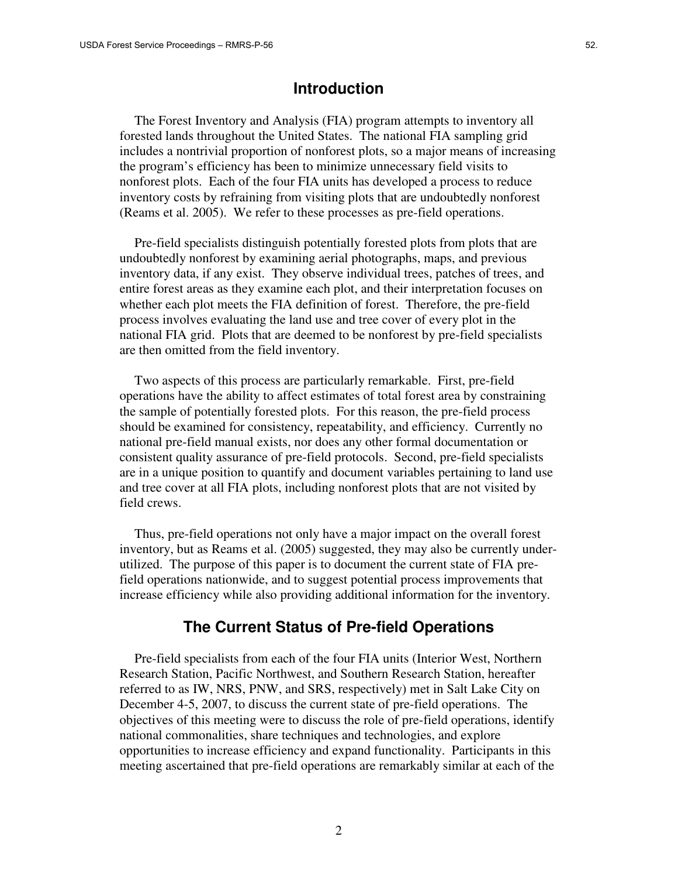## Introduction

The Forest Inventory and Analysis (FIA) program attempts to inventory all forested lands throughout the United States. The national FIA sampling grid includes a nontrivial proportion of nonforest plots, so a major means of increasing the program's efficiency has been to minimize unnecessary field visits to nonforest plots. Each of the four FIA units has developed a process to reduce inventory costs by refraining from visiting plots that are undoubtedly nonforest (Reams et al. 2005). We refer to these processes as pre-field operations.

Pre-field specialists distinguish potentially forested plots from plots that are undoubtedly nonforest by examining aerial photographs, maps, and previous inventory data, if any exist. They observe individual trees, patches of trees, and entire forest areas as they examine each plot, and their interpretation focuses on whether each plot meets the FIA definition of forest. Therefore, the pre-field process involves evaluating the land use and tree cover of every plot in the national FIA grid. Plots that are deemed to be nonforest by pre-field specialists are then omitted from the field inventory.

Two aspects of this process are particularly remarkable. First, pre-field operations have the ability to affect estimates of total forest area by constraining the sample of potentially forested plots. For this reason, the pre-field process should be examined for consistency, repeatability, and efficiency. Currently no national pre-field manual exists, nor does any other formal documentation or consistent quality assurance of pre-field protocols. Second, pre-field specialists are in a unique position to quantify and document variables pertaining to land use and tree cover at all FIA plots, including nonforest plots that are not visited by field crews.

Thus, pre-field operations not only have a major impact on the overall forest inventory, but as Reams et al. (2005) suggested, they may also be currently under-utilized. The purpose of this paper is to document the current state of FIA pre-field operations nationwide, and to suggest potential process improvements that increase efficiency while also providing additional information for the inventory.

## The Current Status of Pre-field Operations

Pre-field specialists from each of the four FIA units (Interior West, Northern Research Station, Pacific Northwest, and Southern Research Station, hereafter referred to as IW, NRS, PNW, and SRS, respectively) met in Salt Lake City on December 4-5, 2007, to discuss the current state of pre-field operations. The objectives of this meeting were to discuss the role of pre-field operations, identify national commonalities, share techniques and technologies, and explore opportunities to increase efficiency and expand functionality. Participants in this meeting ascertained that pre-field operations are remarkably similar at each of the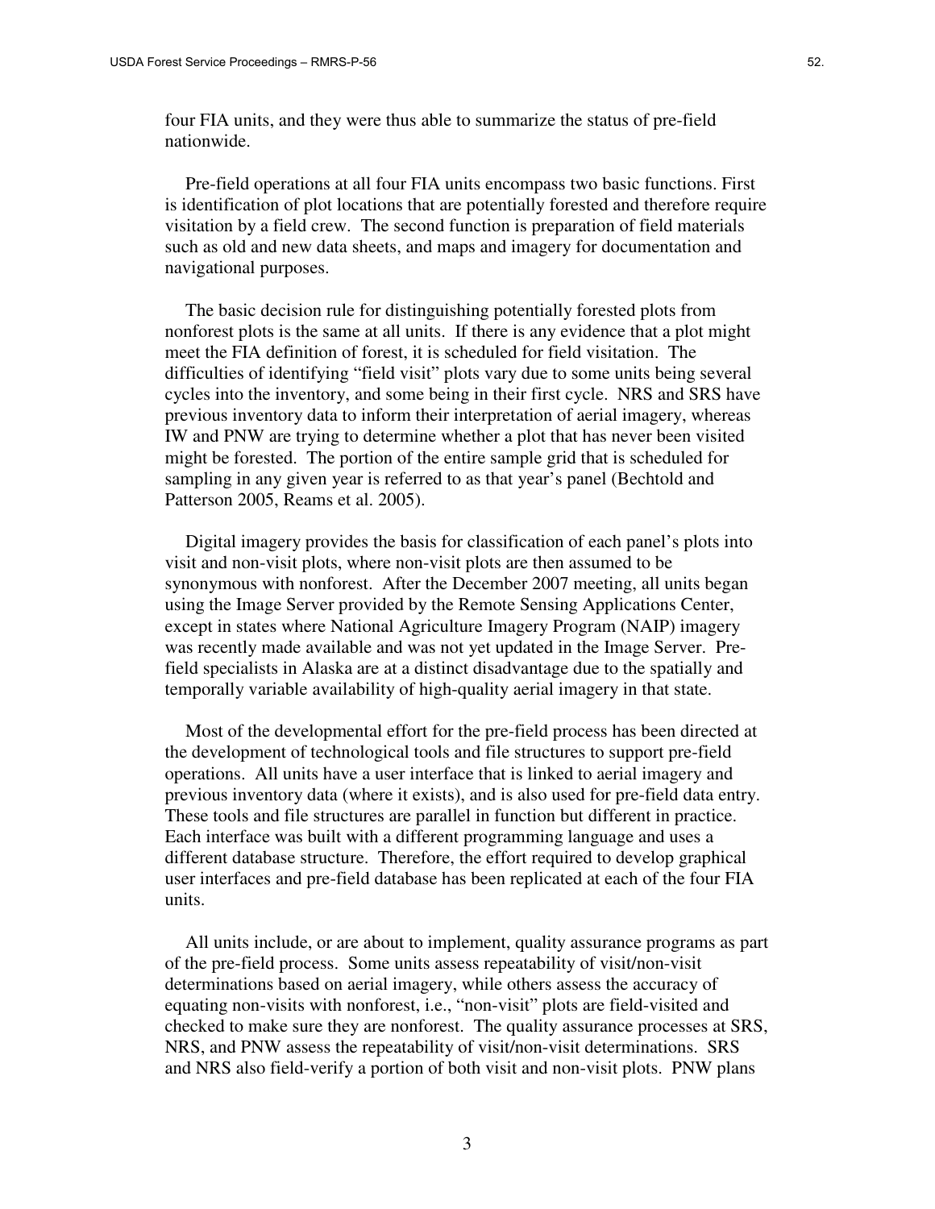four FIA units, and they were thus able to summarize the status of pre-field nationwide.

Pre-field operations at all four FIA units encompass two basic functions. First is identification of plot locations that are potentially forested and therefore require visitation by a field crew. The second function is preparation of field materials such as old and new data sheets, and maps and imagery for documentation and navigational purposes.

The basic decision rule for distinguishing potentially forested plots from nonforest plots is the same at all units. If there is any evidence that a plot might meet the FIA definition of forest, it is scheduled for field visitation. The difficulties of identifying "field visit" plots vary due to some units being several cycles into the inventory, and some being in their first cycle. NRS and SRS have previous inventory data to inform their interpretation of aerial imagery, whereas IW and PNW are trying to determine whether a plot that has never been visited might be forested. The portion of the entire sample grid that is scheduled for sampling in any given year is referred to as that year's panel (Bechtold and Patterson 2005, Reams et al. 2005).

Digital imagery provides the basis for classification of each panel's plots into visit and non-visit plots, where non-visit plots are then assumed to be synonymous with nonforest. After the December 2007 meeting, all units began using the Image Server provided by the Remote Sensing Applications Center, except in states where National Agriculture Imagery Program (NAIP) imagery was recently made available and was not yet updated in the Image Server. Pre-field specialists in Alaska are at a distinct disadvantage due to the spatially and temporally variable availability of high-quality aerial imagery in that state.

Most of the developmental effort for the pre-field process has been directed at the development of technological tools and file structures to support pre-field operations. All units have a user interface that is linked to aerial imagery and previous inventory data (where it exists), and is also used for pre-field data entry. These tools and file structures are parallel in function but different in practice. Each interface was built with a different programming language and uses a different database structure. Therefore, the effort required to develop graphical user interfaces and pre-field database has been replicated at each of the four FIA units.

All units include, or are about to implement, quality assurance programs as part of the pre-field process. Some units assess repeatability of visit/non-visit determinations based on aerial imagery, while others assess the accuracy of equating non-visits with nonforest, i.e., "non-visit" plots are field-visited and checked to make sure they are nonforest. The quality assurance processes at SRS, NRS, and PNW assess the repeatability of visit/non-visit determinations. SRS and NRS also field-verify a portion of both visit and non-visit plots. PNW plans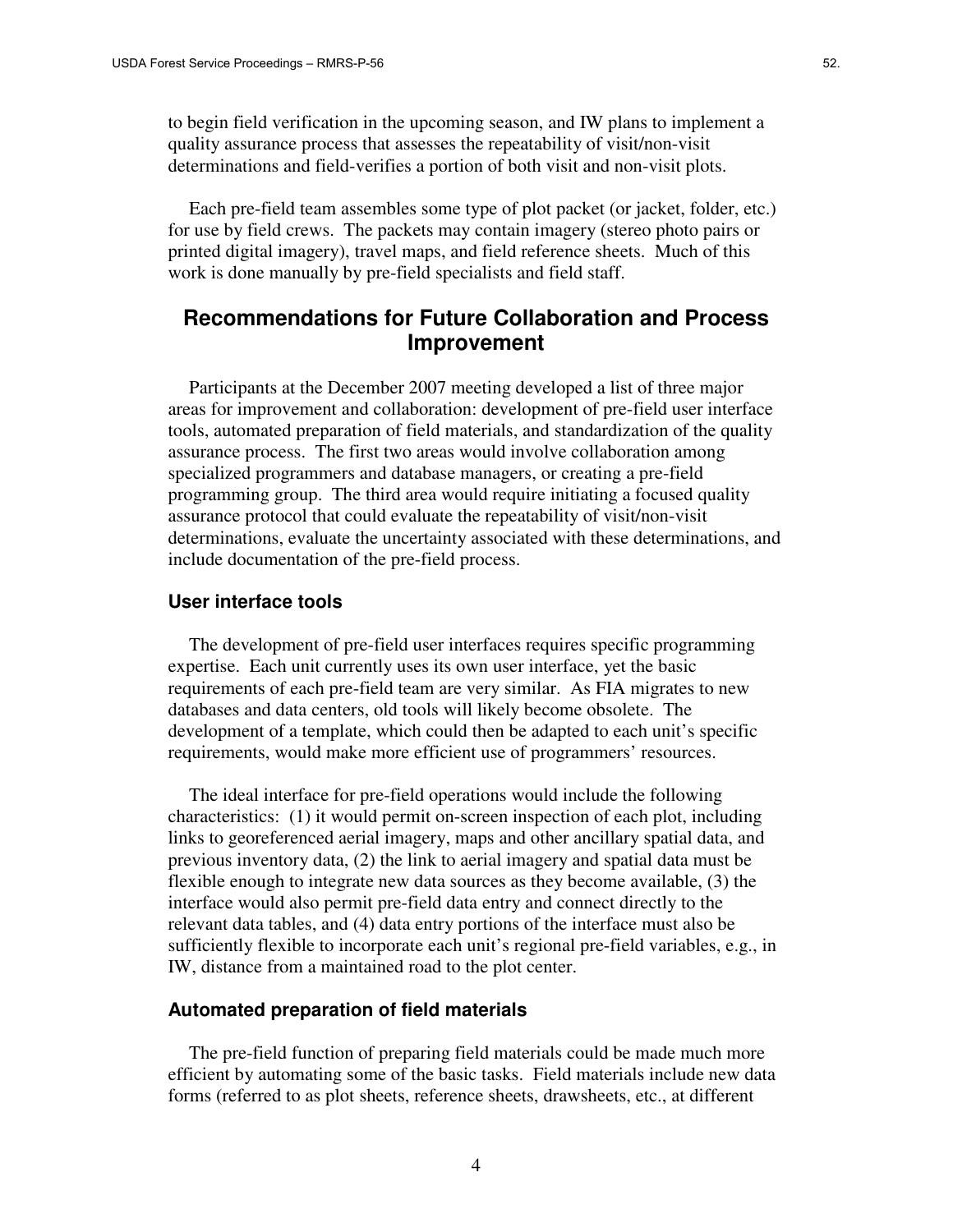to begin field verification in the upcoming season, and IW plans to implement a quality assurance process that assesses the repeatability of visit/non-visit determinations and field-verifies a portion of both visit and non-visit plots.

Each pre-field team assembles some type of plot packet (or jacket, folder, etc.) for use by field crews. The packets may contain imagery (stereo photo pairs or printed digital imagery), travel maps, and field reference sheets. Much of this work is done manually by pre-field specialists and field staff.

## Recommendations for Future Collaboration and Process Improvement

Participants at the December 2007 meeting developed a list of three major areas for improvement and collaboration: development of pre-field user interface tools, automated preparation of field materials, and standardization of the quality assurance process. The first two areas would involve collaboration among specialized programmers and database managers, or creating a pre-field programming group. The third area would require initiating a focused quality assurance protocol that could evaluate the repeatability of visit/non-visit determinations, evaluate the uncertainty associated with these determinations, and include documentation of the pre-field process.

### User interface tools

The development of pre-field user interfaces requires specific programming expertise. Each unit currently uses its own user interface, yet the basic requirements of each pre-field team are very similar. As FIA migrates to new databases and data centers, old tools will likely become obsolete. The development of a template, which could then be adapted to each unit's specific requirements, would make more efficient use of programmers' resources.

The ideal interface for pre-field operations would include the following characteristics: (1) it would permit on-screen inspection of each plot, including links to georeferenced aerial imagery, maps and other ancillary spatial data, and previous inventory data, (2) the link to aerial imagery and spatial data must be flexible enough to integrate new data sources as they become available, (3) the interface would also permit pre-field data entry and connect directly to the relevant data tables, and (4) data entry portions of the interface must also be sufficiently flexible to incorporate each unit's regional pre-field variables, e.g., in IW, distance from a maintained road to the plot center.

### Automated preparation of field materials

The pre-field function of preparing field materials could be made much more efficient by automating some of the basic tasks. Field materials include new data forms (referred to as plot sheets, reference sheets, drawsheets, etc., at different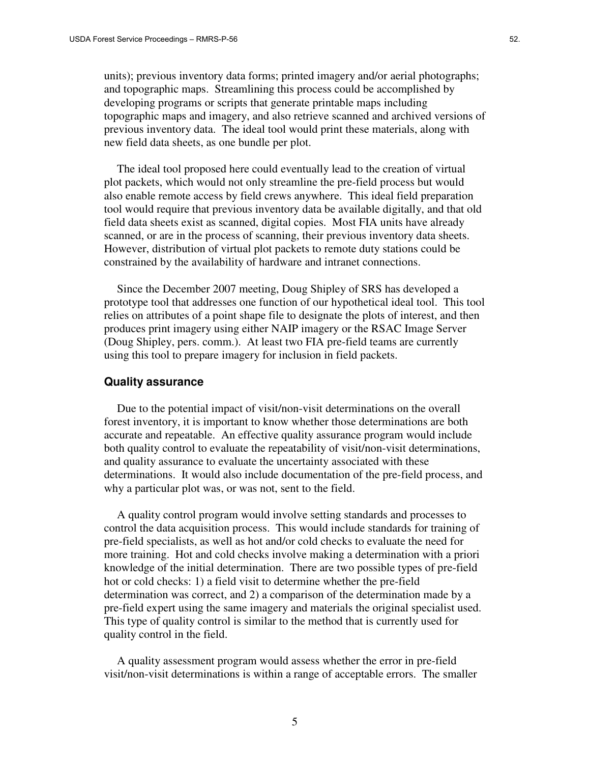units); previous inventory data forms; printed imagery and/or aerial photographs; and topographic maps. Streamlining this process could be accomplished by developing programs or scripts that generate printable maps including topographic maps and imagery, and also retrieve scanned and archived versions of previous inventory data. The ideal tool would print these materials, along with new field data sheets, as one bundle per plot.

The ideal tool proposed here could eventually lead to the creation of virtual plot packets, which would not only streamline the pre-field process but would also enable remote access by field crews anywhere. This ideal field preparation tool would require that previous inventory data be available digitally, and that old field data sheets exist as scanned, digital copies. Most FIA units have already scanned, or are in the process of scanning, their previous inventory data sheets. However, distribution of virtual plot packets to remote duty stations could be constrained by the availability of hardware and intranet connections.

Since the December 2007 meeting, Doug Shipley of SRS has developed a prototype tool that addresses one function of our hypothetical ideal tool. This tool relies on attributes of a point shape file to designate the plots of interest, and then produces print imagery using either NAIP imagery or the RSAC Image Server (Doug Shipley, pers. comm.). At least two FIA pre-field teams are currently using this tool to prepare imagery for inclusion in field packets.

### Quality assurance

Due to the potential impact of visit/non-visit determinations on the overall forest inventory, it is important to know whether those determinations are both accurate and repeatable. An effective quality assurance program would include both quality control to evaluate the repeatability of visit/non-visit determinations, and quality assurance to evaluate the uncertainty associated with these determinations. It would also include documentation of the pre-field process, and why a particular plot was, or was not, sent to the field.

A quality control program would involve setting standards and processes to control the data acquisition process. This would include standards for training of pre-field specialists, as well as hot and/or cold checks to evaluate the need for more training. Hot and cold checks involve making a determination with a priori knowledge of the initial determination. There are two possible types of pre-field hot or cold checks: 1) a field visit to determine whether the pre-field determination was correct, and 2) a comparison of the determination made by a pre-field expert using the same imagery and materials the original specialist used. This type of quality control is similar to the method that is currently used for quality control in the field.

A quality assessment program would assess whether the error in pre-field visit/non-visit determinations is within a range of acceptable errors. The smaller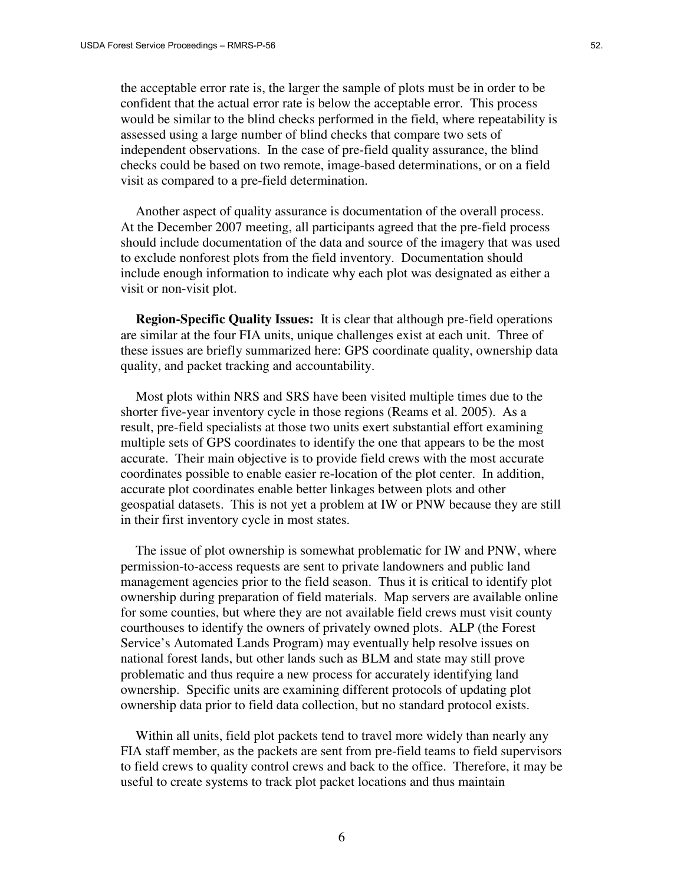the acceptable error rate is, the larger the sample of plots must be in order to be confident that the actual error rate is below the acceptable error. This process would be similar to the blind checks performed in the field, where repeatability is assessed using a large number of blind checks that compare two sets of independent observations. In the case of pre-field quality assurance, the blind checks could be based on two remote, image-based determinations, or on a field visit as compared to a pre-field determination.

Another aspect of quality assurance is documentation of the overall process. At the December 2007 meeting, all participants agreed that the pre-field process should include documentation of the data and source of the imagery that was used to exclude nonforest plots from the field inventory. Documentation should include enough information to indicate why each plot was designated as either a visit or non-visit plot.

**Region-Specific Quality Issues:** It is clear that although pre-field operations are similar at the four FIA units, unique challenges exist at each unit. Three of these issues are briefly summarized here: GPS coordinate quality, ownership data quality, and packet tracking and accountability.

Most plots within NRS and SRS have been visited multiple times due to the shorter five-year inventory cycle in those regions (Reams et al. 2005). As a result, pre-field specialists at those two units exert substantial effort examining multiple sets of GPS coordinates to identify the one that appears to be the most accurate. Their main objective is to provide field crews with the most accurate coordinates possible to enable easier re-location of the plot center. In addition, accurate plot coordinates enable better linkages between plots and other geospatial datasets. This is not yet a problem at IW or PNW because they are still in their first inventory cycle in most states.

The issue of plot ownership is somewhat problematic for IW and PNW, where permission-to-access requests are sent to private landowners and public land management agencies prior to the field season. Thus it is critical to identify plot ownership during preparation of field materials. Map servers are available online for some counties, but where they are not available field crews must visit county courthouses to identify the owners of privately owned plots. ALP (the Forest Service's Automated Lands Program) may eventually help resolve issues on national forest lands, but other lands such as BLM and state may still prove problematic and thus require a new process for accurately identifying land ownership. Specific units are examining different protocols of updating plot ownership data prior to field data collection, but no standard protocol exists.

Within all units, field plot packets tend to travel more widely than nearly any FIA staff member, as the packets are sent from pre-field teams to field supervisors to field crews to quality control crews and back to the office. Therefore, it may be useful to create systems to track plot packet locations and thus maintain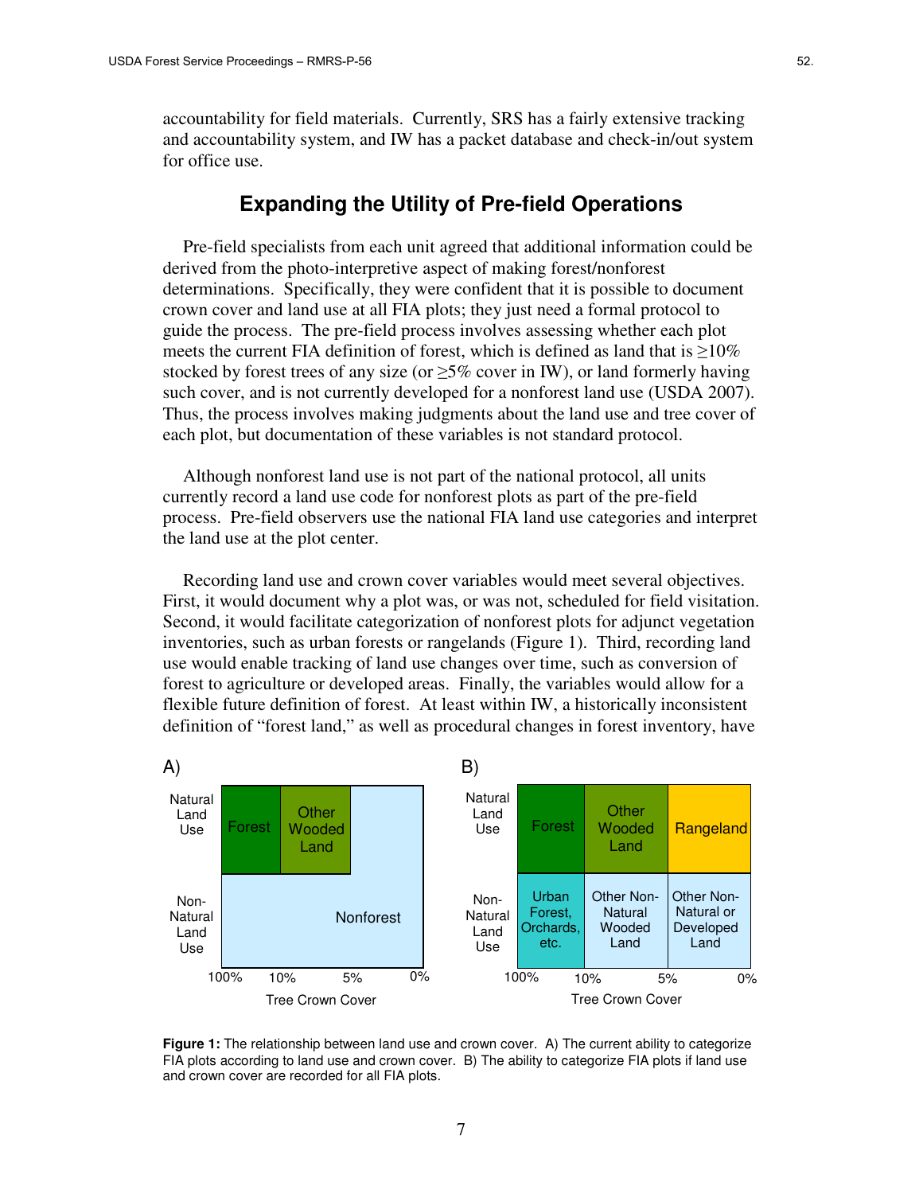accountability for field materials. Currently, SRS has a fairly extensive tracking and accountability system, and IW has a packet database and check-in/out system for office use.

## Expanding the Utility of Pre-field Operations

Pre-field specialists from each unit agreed that additional information could be derived from the photo-interpretive aspect of making forest/nonforest determinations. Specifically, they were confident that it is possible to document crown cover and land use at all FIA plots; they just need a formal protocol to guide the process. The pre-field process involves assessing whether each plot meets the current FIA definition of forest, which is defined as land that is ≥10% stocked by forest trees of any size (or ≥5% cover in IW), or land formerly having such cover, and is not currently developed for a nonforest land use (USDA 2007). Thus, the process involves making judgments about the land use and tree cover of each plot, but documentation of these variables is not standard protocol.

Although nonforest land use is not part of the national protocol, all units currently record a land use code for nonforest plots as part of the pre-field process. Pre-field observers use the national FIA land use categories and interpret the land use at the plot center.

Recording land use and crown cover variables would meet several objectives. First, it would document why a plot was, or was not, scheduled for field visitation. Second, it would facilitate categorization of nonforest plots for adjunct vegetation inventories, such as urban forests or rangelands (Figure 1). Third, recording land use would enable tracking of land use changes over time, such as conversion of forest to agriculture or developed areas. Finally, the variables would allow for a flexible future definition of forest. At least within IW, a historically inconsistent definition of "forest land," as well as procedural changes in forest inventory, have

A)

Natural Land Use

Non-Natural Land Use

Forest

Other Wooded Land

Nonforest

100% 10% 5% 0%

Tree Crown Cover

B)

Natural Land Use

Non-Natural Land Use

Forest

Other Wooded Land

Rangeland

Urban Forest, Orchards, etc.

Other Non-Natural Wooded Land

Other Non-Natural or Developed Land

100% 10% 5% 0%

Tree Crown Cover

**Figure 1:** The relationship between land use and crown cover. A) The current ability to categorize FIA plots according to land use and crown cover. B) The ability to categorize FIA plots if land use and crown cover are recorded for all FIA plots.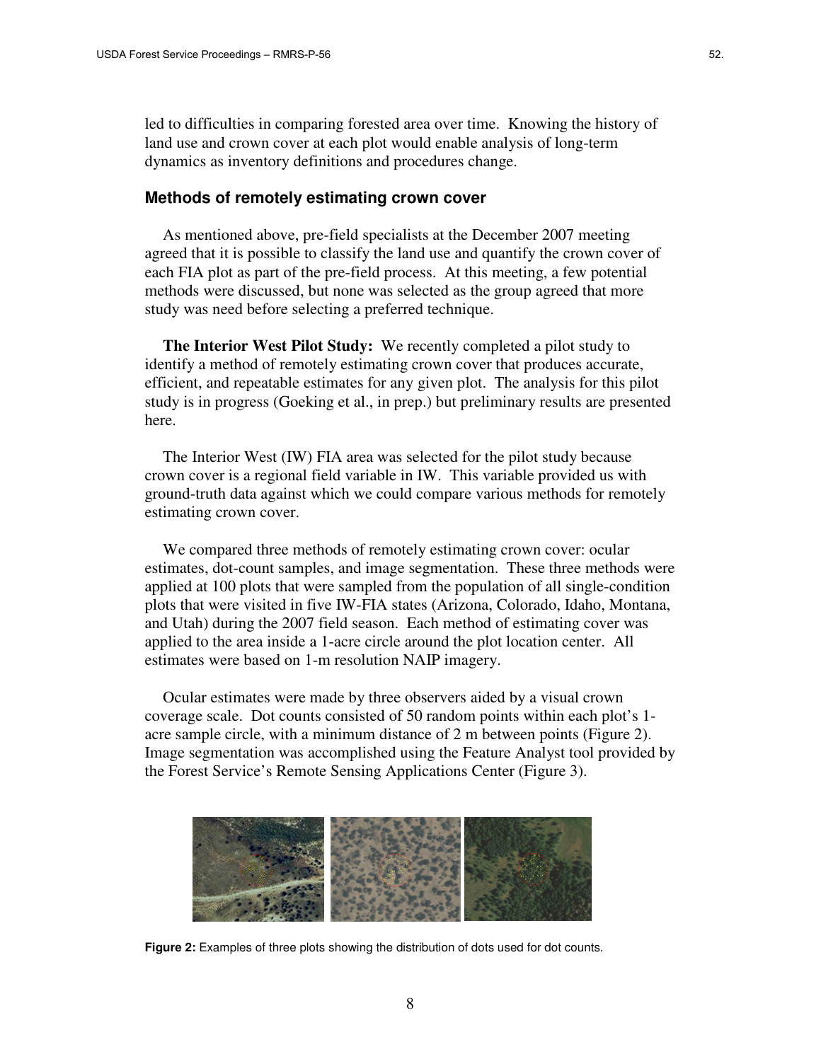led to difficulties in comparing forested area over time. Knowing the history of land use and crown cover at each plot would enable analysis of long-term dynamics as inventory definitions and procedures change.

## Methods of remotely estimating crown cover

As mentioned above, pre-field specialists at the December 2007 meeting agreed that it is possible to classify the land use and quantify the crown cover of each FIA plot as part of the pre-field process. At this meeting, a few potential methods were discussed, but none was selected as the group agreed that more study was need before selecting a preferred technique.

**The Interior West Pilot Study:** We recently completed a pilot study to identify a method of remotely estimating crown cover that produces accurate, efficient, and repeatable estimates for any given plot. The analysis for this pilot study is in progress (Goeking et al., in prep.) but preliminary results are presented here.

The Interior West (IW) FIA area was selected for the pilot study because crown cover is a regional field variable in IW. This variable provided us with ground-truth data against which we could compare various methods for remotely estimating crown cover.

We compared three methods of remotely estimating crown cover: ocular estimates, dot-count samples, and image segmentation. These three methods were applied at 100 plots that were sampled from the population of all single-condition plots that were visited in five IW-FIA states (Arizona, Colorado, Idaho, Montana, and Utah) during the 2007 field season. Each method of estimating cover was applied to the area inside a 1-acre circle around the plot location center. All estimates were based on 1-m resolution NAIP imagery.

Ocular estimates were made by three observers aided by a visual crown coverage scale. Dot counts consisted of 50 random points within each plot's 1-acre sample circle, with a minimum distance of 2 m between points (Figure 2). Image segmentation was accomplished using the Feature Analyst tool provided by the Forest Service's Remote Sensing Applications Center (Figure 3).

**Figure 2:** Examples of three plots showing the distribution of dots used for dot counts.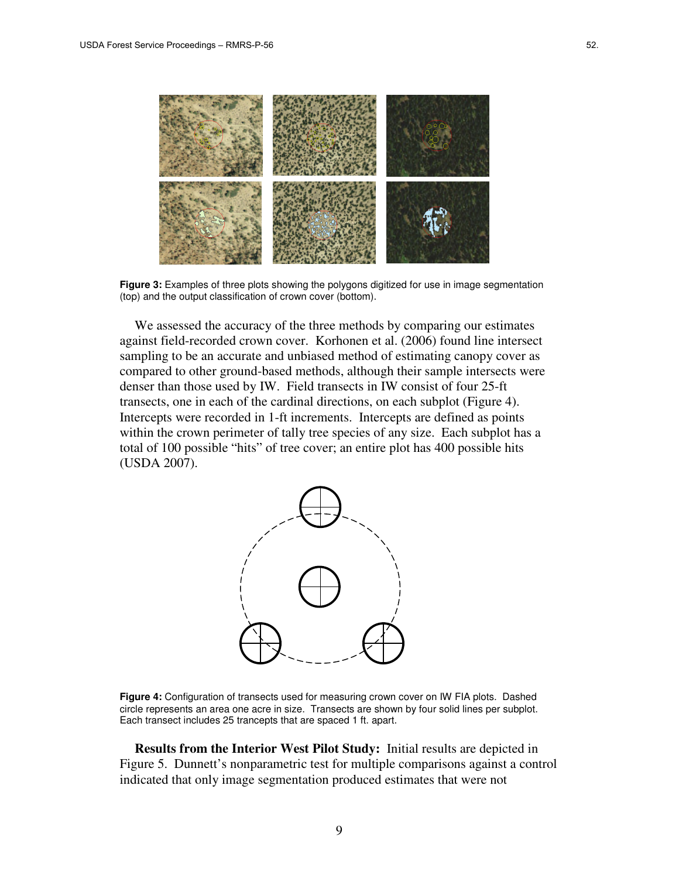**Figure 3:** Examples of three plots showing the polygons digitized for use in image segmentation (top) and the output classification of crown cover (bottom).

We assessed the accuracy of the three methods by comparing our estimates against field-recorded crown cover. Korhonen et al. (2006) found line intersect sampling to be an accurate and unbiased method of estimating canopy cover as compared to other ground-based methods, although their sample intersects were denser than those used by IW. Field transects in IW consist of four 25-ft transects, one in each of the cardinal directions, on each subplot (Figure 4). Intercepts were recorded in 1-ft increments. Intercepts are defined as points within the crown perimeter of tally tree species of any size. Each subplot has a total of 100 possible "hits" of tree cover; an entire plot has 400 possible hits (USDA 2007).

**Figure 4:** Configuration of transects used for measuring crown cover on IW FIA plots. Dashed circle represents an area one acre in size. Transects are shown by four solid lines per subplot. Each transect includes 25 trancepts that are spaced 1 ft. apart.

**Results from the Interior West Pilot Study:** Initial results are depicted in Figure 5. Dunnett's nonparametric test for multiple comparisons against a control indicated that only image segmentation produced estimates that were not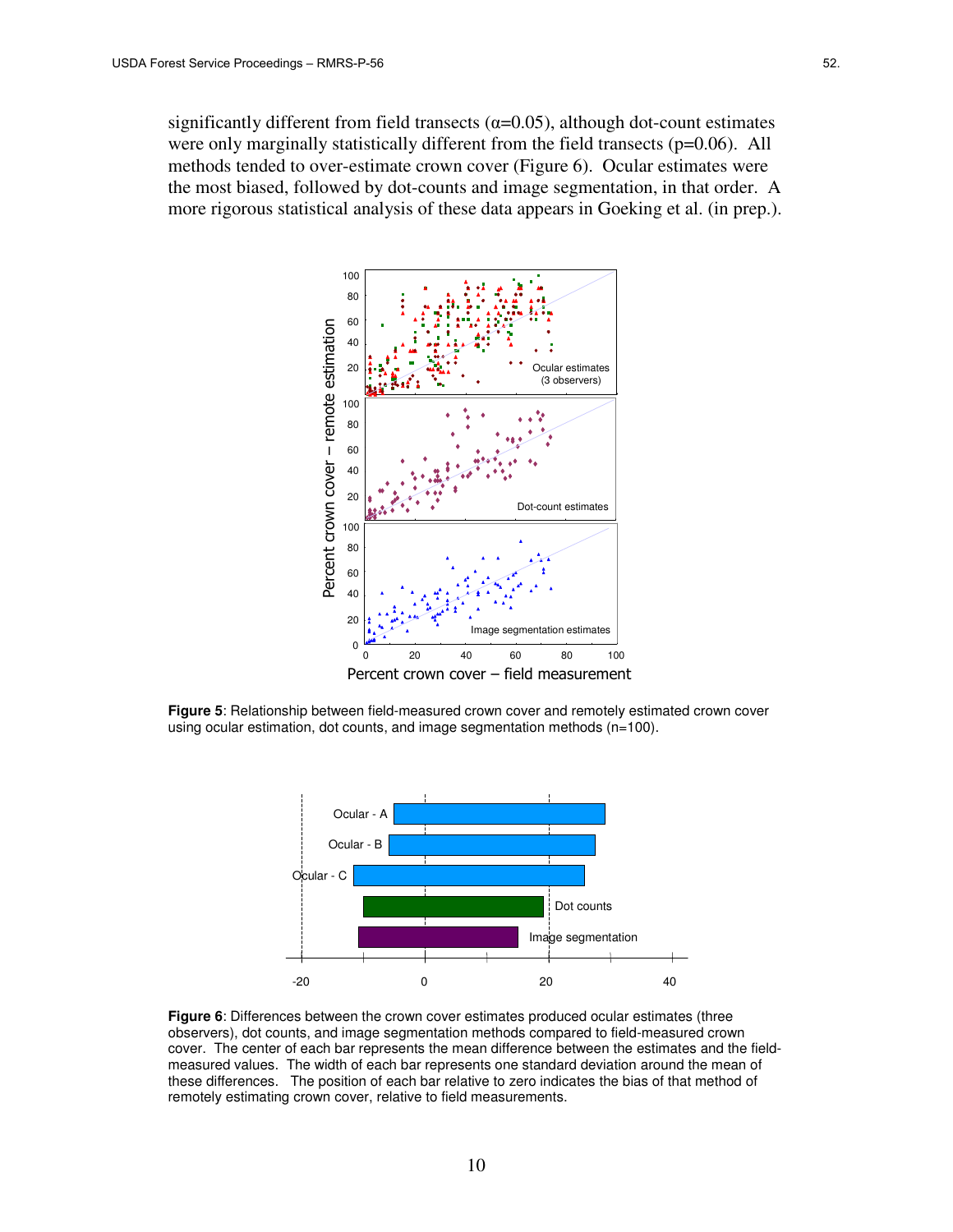significantly different from field transects (α=0.05), although dot-count estimates were only marginally statistically different from the field transects (p=0.06). All methods tended to over-estimate crown cover (Figure 6). Ocular estimates were the most biased, followed by dot-counts and image segmentation, in that order. A more rigorous statistical analysis of these data appears in Goeking et al. (in prep.).

Percent crown cover – remote estimation

100
80
60
40
20

Ocular estimates
(3 observers)

100
80
60
40
20

Dot-count estimates

100
80
60
40
20
0

Image segmentation estimates

0 20 40 60 80 100

Percent crown cover – field measurement

**Figure 5**: Relationship between field-measured crown cover and remotely estimated crown cover using ocular estimation, dot counts, and image segmentation methods (n=100).

Ocular - A

Ocular - B

Ocular - C

Dot counts

Image segmentation

-20 0 20 40

**Figure 6**: Differences between the crown cover estimates produced ocular estimates (three observers), dot counts, and image segmentation methods compared to field-measured crown cover. The center of each bar represents the mean difference between the estimates and the field-measured values. The width of each bar represents one standard deviation around the mean of these differences. The position of each bar relative to zero indicates the bias of that method of remotely estimating crown cover, relative to field measurements.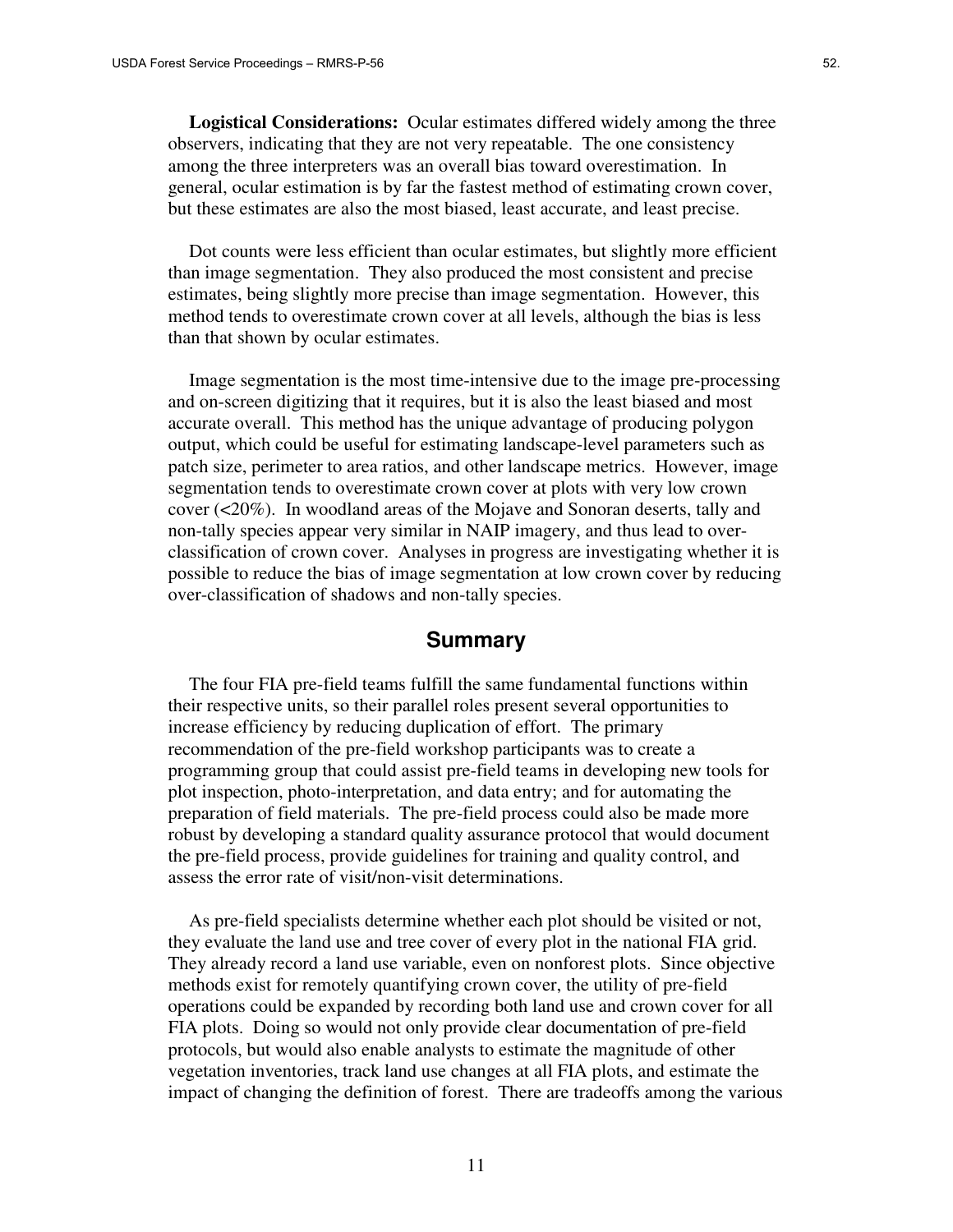**Logistical Considerations:** Ocular estimates differed widely among the three observers, indicating that they are not very repeatable. The one consistency among the three interpreters was an overall bias toward overestimation. In general, ocular estimation is by far the fastest method of estimating crown cover, but these estimates are also the most biased, least accurate, and least precise.

Dot counts were less efficient than ocular estimates, but slightly more efficient than image segmentation. They also produced the most consistent and precise estimates, being slightly more precise than image segmentation. However, this method tends to overestimate crown cover at all levels, although the bias is less than that shown by ocular estimates.

Image segmentation is the most time-intensive due to the image pre-processing and on-screen digitizing that it requires, but it is also the least biased and most accurate overall. This method has the unique advantage of producing polygon output, which could be useful for estimating landscape-level parameters such as patch size, perimeter to area ratios, and other landscape metrics. However, image segmentation tends to overestimate crown cover at plots with very low crown cover (<20%). In woodland areas of the Mojave and Sonoran deserts, tally and non-tally species appear very similar in NAIP imagery, and thus lead to over-classification of crown cover. Analyses in progress are investigating whether it is possible to reduce the bias of image segmentation at low crown cover by reducing over-classification of shadows and non-tally species.

## Summary

The four FIA pre-field teams fulfill the same fundamental functions within their respective units, so their parallel roles present several opportunities to increase efficiency by reducing duplication of effort. The primary recommendation of the pre-field workshop participants was to create a programming group that could assist pre-field teams in developing new tools for plot inspection, photo-interpretation, and data entry; and for automating the preparation of field materials. The pre-field process could also be made more robust by developing a standard quality assurance protocol that would document the pre-field process, provide guidelines for training and quality control, and assess the error rate of visit/non-visit determinations.

As pre-field specialists determine whether each plot should be visited or not, they evaluate the land use and tree cover of every plot in the national FIA grid. They already record a land use variable, even on nonforest plots. Since objective methods exist for remotely quantifying crown cover, the utility of pre-field operations could be expanded by recording both land use and crown cover for all FIA plots. Doing so would not only provide clear documentation of pre-field protocols, but would also enable analysts to estimate the magnitude of other vegetation inventories, track land use changes at all FIA plots, and estimate the impact of changing the definition of forest. There are tradeoffs among the various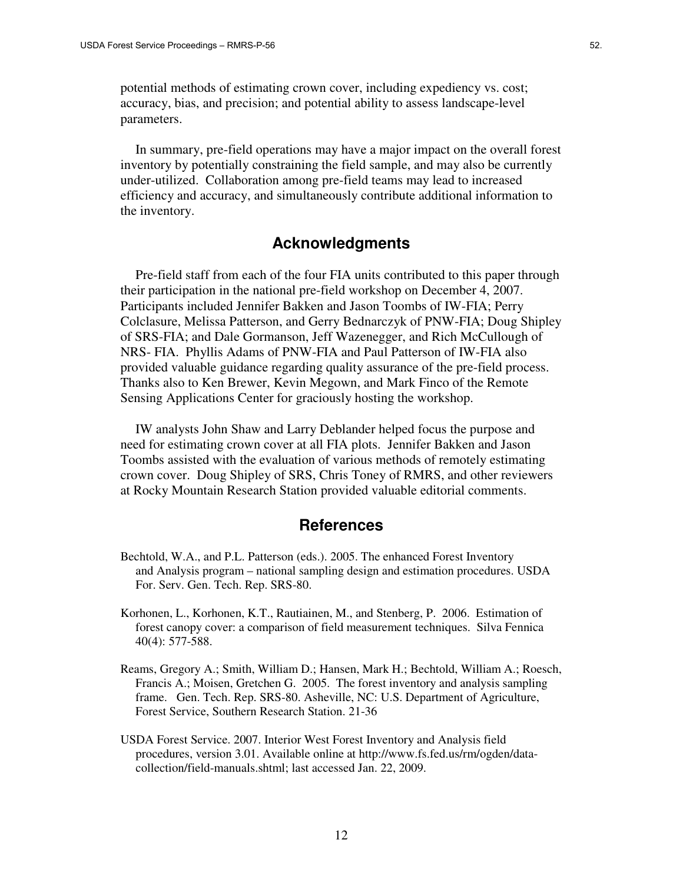potential methods of estimating crown cover, including expediency vs. cost; accuracy, bias, and precision; and potential ability to assess landscape-level parameters.

In summary, pre-field operations may have a major impact on the overall forest inventory by potentially constraining the field sample, and may also be currently under-utilized. Collaboration among pre-field teams may lead to increased efficiency and accuracy, and simultaneously contribute additional information to the inventory.

## Acknowledgments

Pre-field staff from each of the four FIA units contributed to this paper through their participation in the national pre-field workshop on December 4, 2007. Participants included Jennifer Bakken and Jason Toombs of IW-FIA; Perry Colclasure, Melissa Patterson, and Gerry Bednarczyk of PNW-FIA; Doug Shipley of SRS-FIA; and Dale Gormanson, Jeff Wazenegger, and Rich McCullough of NRS- FIA. Phyllis Adams of PNW-FIA and Paul Patterson of IW-FIA also provided valuable guidance regarding quality assurance of the pre-field process. Thanks also to Ken Brewer, Kevin Megown, and Mark Finco of the Remote Sensing Applications Center for graciously hosting the workshop.

IW analysts John Shaw and Larry Deblander helped focus the purpose and need for estimating crown cover at all FIA plots. Jennifer Bakken and Jason Toombs assisted with the evaluation of various methods of remotely estimating crown cover. Doug Shipley of SRS, Chris Toney of RMRS, and other reviewers at Rocky Mountain Research Station provided valuable editorial comments.

## References

Bechtold, W.A., and P.L. Patterson (eds.). 2005. The enhanced Forest Inventory and Analysis program – national sampling design and estimation procedures. USDA For. Serv. Gen. Tech. Rep. SRS-80.

Korhonen, L., Korhonen, K.T., Rautiainen, M., and Stenberg, P. 2006. Estimation of forest canopy cover: a comparison of field measurement techniques. Silva Fennica 40(4): 577-588.

Reams, Gregory A.; Smith, William D.; Hansen, Mark H.; Bechtold, William A.; Roesch, Francis A.; Moisen, Gretchen G. 2005. The forest inventory and analysis sampling frame. Gen. Tech. Rep. SRS-80. Asheville, NC: U.S. Department of Agriculture, Forest Service, Southern Research Station. 21-36

USDA Forest Service. 2007. Interior West Forest Inventory and Analysis field procedures, version 3.01. Available online at http://www.fs.fed.us/rm/ogden/data-collection/field-manuals.shtml; last accessed Jan. 22, 2009.